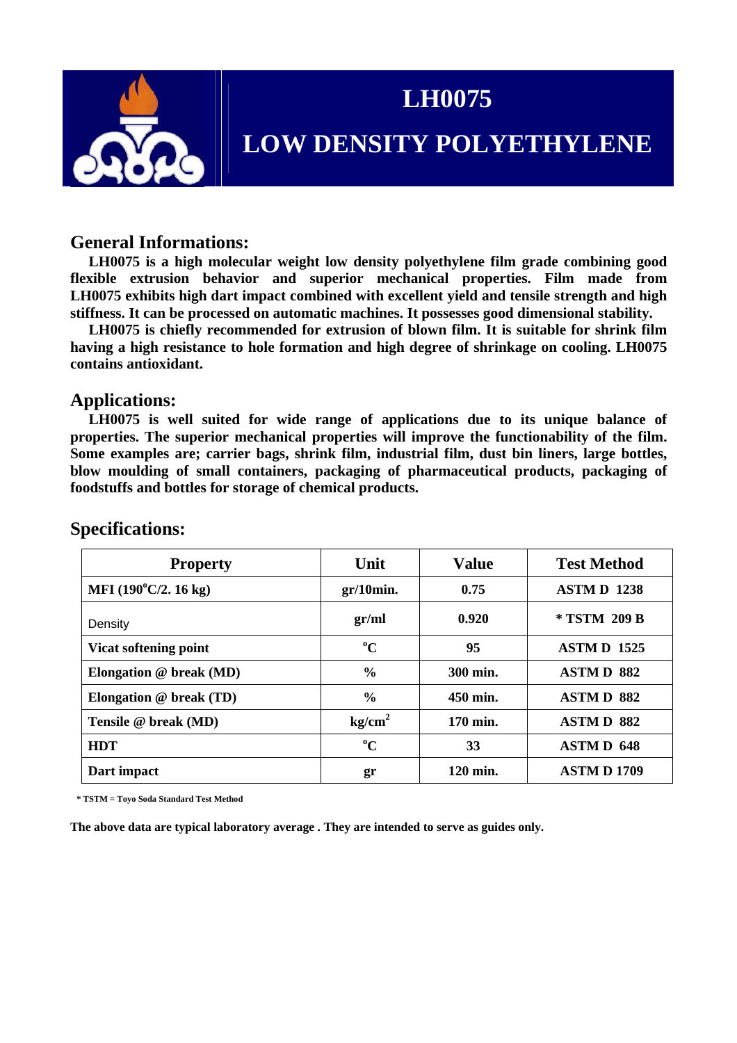# LH0075

# LOW DENSITY POLYETHYLENE

## General Informations:

**LH0075 is a high molecular weight low density polyethylene film grade combining good flexible extrusion behavior and superior mechanical properties. Film made from LH0075 exhibits high dart impact combined with excellent yield and tensile strength and high stiffness. It can be processed on automatic machines. It possesses good dimensional stability.**

**LH0075 is chiefly recommended for extrusion of blown film. It is suitable for shrink film having a high resistance to hole formation and high degree of shrinkage on cooling. LH0075 contains antioxidant.**

## Applications:

**LH0075 is well suited for wide range of applications due to its unique balance of properties. The superior mechanical properties will improve the functionality of the film. Some examples are; carrier bags, shrink film, industrial film, dust bin liners, large bottles, blow moulding of small containers, packaging of pharmaceutical products, packaging of foodstuffs and bottles for storage of chemical products.**

## Specifications:

| Property | Unit | Value | Test Method |
|---|---|---|---|
| MFI (190°C/2. 16 kg) | gr/10min. | 0.75 | ASTM D 1238 |
| Density | gr/ml | 0.920 | * TSTM 209 B |
| Vicat softening point | °C | 95 | ASTM D 1525 |
| Elongation @ break (MD) | % | 300 min. | ASTM D 882 |
| Elongation @ break (TD) | % | 450 min. | ASTM D 882 |
| Tensile @ break (MD) | $kg/cm^2$ | 170 min. | ASTM D 882 |
| HDT | °C | 33 | ASTM D 648 |
| Dart impact | gr | 120 min. | ASTM D 1709 |

* TSTM = Toyo Soda Standard Test Method

**The above data are typical laboratory average . They are intended to serve as guides only.**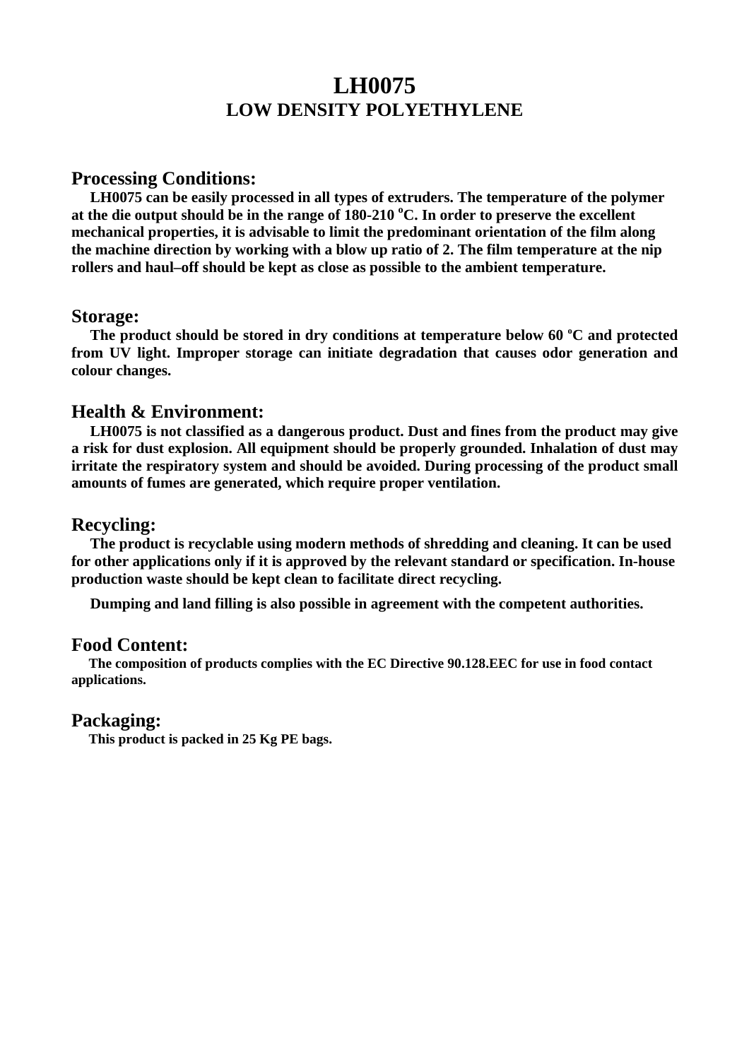# LH0075

## LOW DENSITY POLYETHYLENE

### Processing Conditions:

**LH0075 can be easily processed in all types of extruders. The temperature of the polymer at the die output should be in the range of 180-210 $^{o}$C. In order to preserve the excellent mechanical properties, it is advisable to limit the predominant orientation of the film along the machine direction by working with a blow up ratio of 2. The film temperature at the nip rollers and haul–off should be kept as close as possible to the ambient temperature.**

### Storage:

**The product should be stored in dry conditions at temperature below 60 $^{o}$C and protected from UV light. Improper storage can initiate degradation that causes odor generation and colour changes.**

### Health & Environment:

**LH0075 is not classified as a dangerous product. Dust and fines from the product may give a risk for dust explosion. All equipment should be properly grounded. Inhalation of dust may irritate the respiratory system and should be avoided. During processing of the product small amounts of fumes are generated, which require proper ventilation.**

### Recycling:

**The product is recyclable using modern methods of shredding and cleaning. It can be used for other applications only if it is approved by the relevant standard or specification. In-house production waste should be kept clean to facilitate direct recycling.**

**Dumping and land filling is also possible in agreement with the competent authorities.**

### Food Content:

**The composition of products complies with the EC Directive 90.128.EEC for use in food contact applications.**

### Packaging:

**This product is packed in 25 Kg PE bags.**